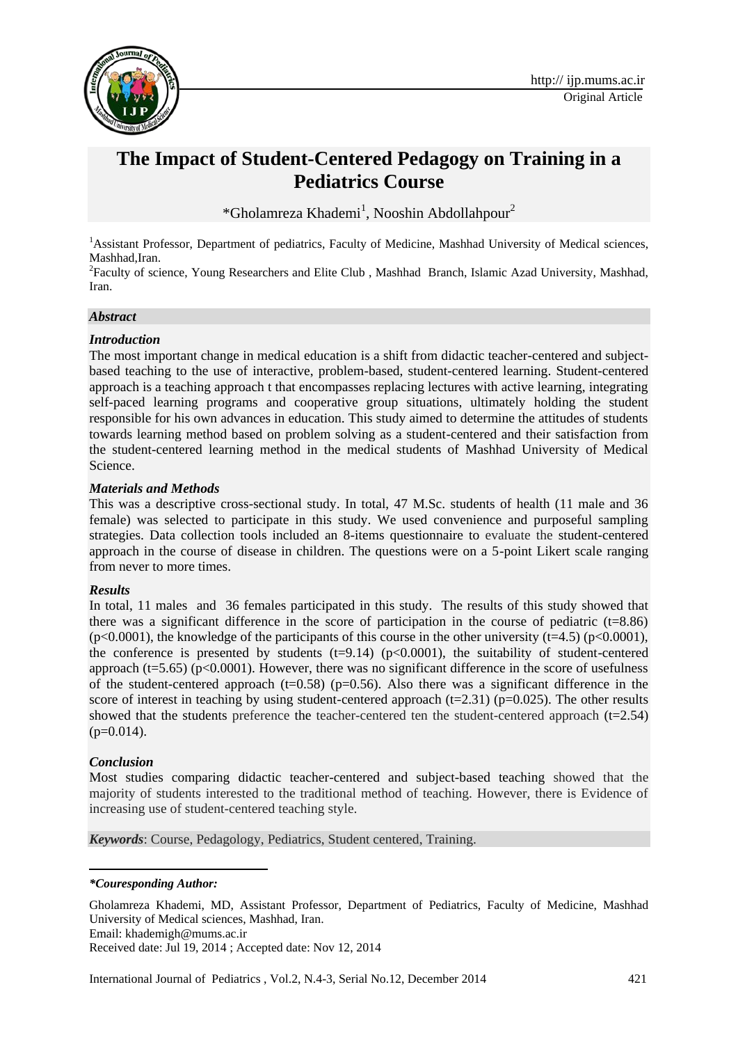# The Impact of Student-Centered Pedagogy on Training in a Pediatrics Course

*Gholamreza Khademi[1], Nooshin Abdollahpour[2]

[1]Assistant Professor, Department of pediatrics, Faculty of Medicine, Mashhad University of Medical sciences, Mashhad,Iran.
[2]Faculty of science, Young Researchers and Elite Club , Mashhad Branch, Islamic Azad University, Mashhad, Iran.

### *Abstract*

#### *Introduction*

The most important change in medical education is a shift from didactic teacher-centered and subject-based teaching to the use of interactive, problem-based, student-centered learning. Student-centered approach is a teaching approach t that encompasses replacing lectures with active learning, integrating self-paced learning programs and cooperative group situations, ultimately holding the student responsible for his own advances in education. This study aimed to determine the attitudes of students towards learning method based on problem solving as a student-centered and their satisfaction from the student-centered learning method in the medical students of Mashhad University of Medical Science.

#### *Materials and Methods*

This was a descriptive cross-sectional study. In total, 47 M.Sc. students of health (11 male and 36 female) was selected to participate in this study. We used convenience and purposeful sampling strategies. Data collection tools included an 8-items questionnaire to evaluate the student-centered approach in the course of disease in children. The questions were on a 5-point Likert scale ranging from never to more times.

#### *Results*

In total, 11 males and 36 females participated in this study. The results of this study showed that there was a significant difference in the score of participation in the course of pediatric ($t=8.86$) ($p<0.0001$), the knowledge of the participants of this course in the other university ($t=4.5$) ($p<0.0001$), the conference is presented by students ($t=9.14$) ($p<0.0001$), the suitability of student-centered approach ($t=5.65$) ($p<0.0001$). However, there was no significant difference in the score of usefulness of the student-centered approach ($t=0.58$) ($p=0.56$). Also there was a significant difference in the score of interest in teaching by using student-centered approach ($t=2.31$) ($p=0.025$). The other results showed that the students preference the teacher-centered ten the student-centered approach ($t=2.54$) ($p=0.014$).

#### *Conclusion*

Most studies comparing didactic teacher-centered and subject-based teaching showed that the majority of students interested to the traditional method of teaching. However, there is Evidence of increasing use of student-centered teaching style.

***Keywords***: Course, Pedagology, Pediatrics, Student centered, Training.

---

***Couresponding Author:**

Gholamreza Khademi, MD, Assistant Professor, Department of Pediatrics, Faculty of Medicine, Mashhad University of Medical sciences, Mashhad, Iran.
Email: khademigh@mums.ac.ir
Received date: Jul 19, 2014 ; Accepted date: Nov 12, 2014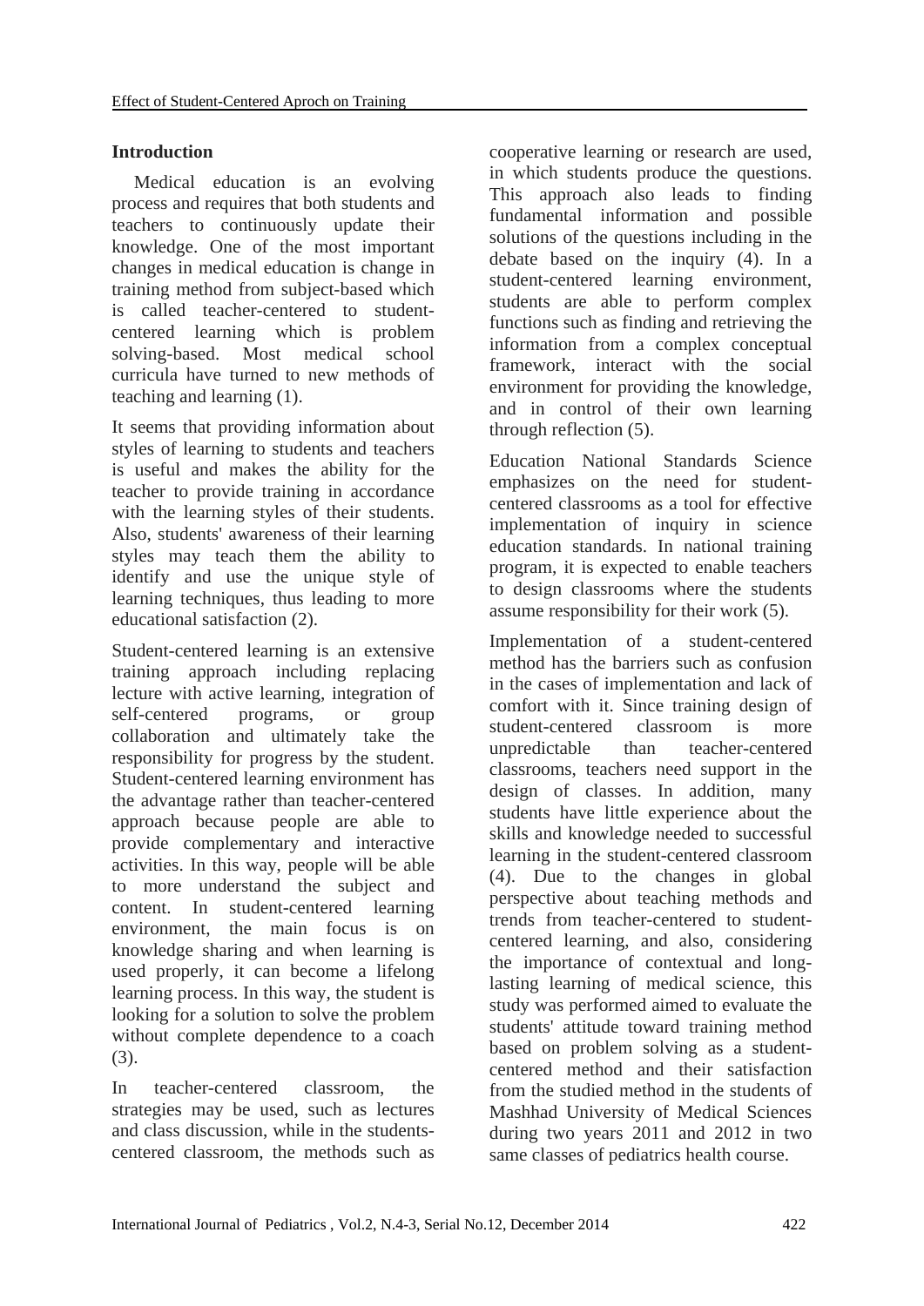## Introduction

Medical education is an evolving process and requires that both students and teachers to continuously update their knowledge. One of the most important changes in medical education is change in training method from subject-based which is called teacher-centered to student-centered learning which is problem solving-based. Most medical school curricula have turned to new methods of teaching and learning (1).

It seems that providing information about styles of learning to students and teachers is useful and makes the ability for the teacher to provide training in accordance with the learning styles of their students. Also, students' awareness of their learning styles may teach them the ability to identify and use the unique style of learning techniques, thus leading to more educational satisfaction (2).

Student-centered learning is an extensive training approach including replacing lecture with active learning, integration of self-centered programs, or group collaboration and ultimately take the responsibility for progress by the student. Student-centered learning environment has the advantage rather than teacher-centered approach because people are able to provide complementary and interactive activities. In this way, people will be able to more understand the subject and content. In student-centered learning environment, the main focus is on knowledge sharing and when learning is used properly, it can become a lifelong learning process. In this way, the student is looking for a solution to solve the problem without complete dependence to a coach (3).

In teacher-centered classroom, the strategies may be used, such as lectures and class discussion, while in the students-centered classroom, the methods such as cooperative learning or research are used, in which students produce the questions. This approach also leads to finding fundamental information and possible solutions of the questions including in the debate based on the inquiry (4). In a student-centered learning environment, students are able to perform complex functions such as finding and retrieving the information from a complex conceptual framework, interact with the social environment for providing the knowledge, and in control of their own learning through reflection (5).

Education National Standards Science emphasizes on the need for student-centered classrooms as a tool for effective implementation of inquiry in science education standards. In national training program, it is expected to enable teachers to design classrooms where the students assume responsibility for their work (5).

Implementation of a student-centered method has the barriers such as confusion in the cases of implementation and lack of comfort with it. Since training design of student-centered classroom is more unpredictable than teacher-centered classrooms, teachers need support in the design of classes. In addition, many students have little experience about the skills and knowledge needed to successful learning in the student-centered classroom (4). Due to the changes in global perspective about teaching methods and trends from teacher-centered to student-centered learning, and also, considering the importance of contextual and long-lasting learning of medical science, this study was performed aimed to evaluate the students' attitude toward training method based on problem solving as a student-centered method and their satisfaction from the studied method in the students of Mashhad University of Medical Sciences during two years 2011 and 2012 in two same classes of pediatrics health course.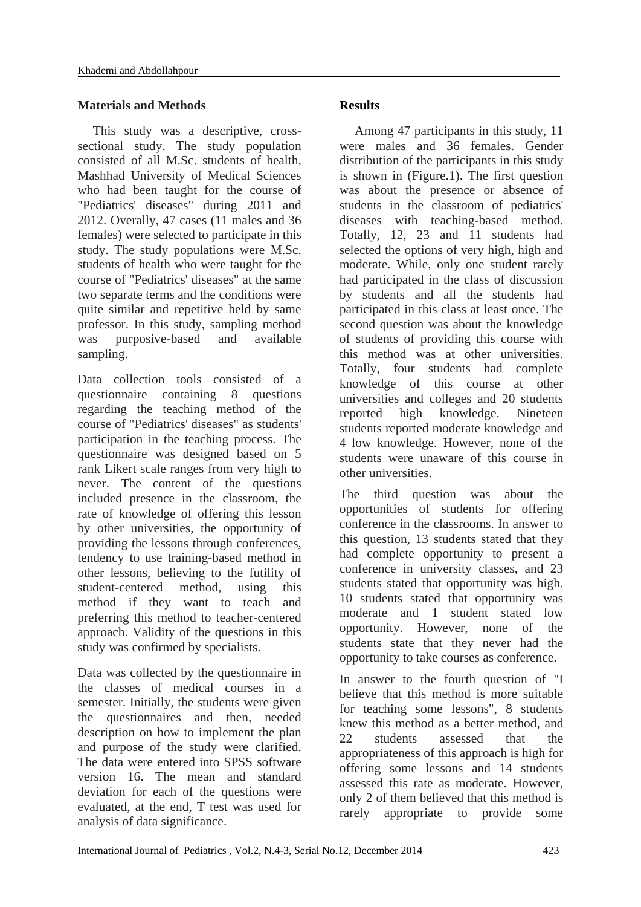## Materials and Methods

This study was a descriptive, cross-sectional study. The study population consisted of all M.Sc. students of health, Mashhad University of Medical Sciences who had been taught for the course of "Pediatrics' diseases" during 2011 and 2012. Overally, 47 cases (11 males and 36 females) were selected to participate in this study. The study populations were M.Sc. students of health who were taught for the course of "Pediatrics' diseases" at the same two separate terms and the conditions were quite similar and repetitive held by same professor. In this study, sampling method was purposive-based and available sampling.

Data collection tools consisted of a questionnaire containing 8 questions regarding the teaching method of the course of "Pediatrics' diseases" as students' participation in the teaching process. The questionnaire was designed based on 5 rank Likert scale ranges from very high to never. The content of the questions included presence in the classroom, the rate of knowledge of offering this lesson by other universities, the opportunity of providing the lessons through conferences, tendency to use training-based method in other lessons, believing to the futility of student-centered method, using this method if they want to teach and preferring this method to teacher-centered approach. Validity of the questions in this study was confirmed by specialists.

Data was collected by the questionnaire in the classes of medical courses in a semester. Initially, the students were given the questionnaires and then, needed description on how to implement the plan and purpose of the study were clarified. The data were entered into SPSS software version 16. The mean and standard deviation for each of the questions were evaluated, at the end, T test was used for analysis of data significance.

## Results

Among 47 participants in this study, 11 were males and 36 females. Gender distribution of the participants in this study is shown in (Figure.1). The first question was about the presence or absence of students in the classroom of pediatrics' diseases with teaching-based method. Totally, 12, 23 and 11 students had selected the options of very high, high and moderate. While, only one student rarely had participated in the class of discussion by students and all the students had participated in this class at least once. The second question was about the knowledge of students of providing this course with this method was at other universities. Totally, four students had complete knowledge of this course at other universities and colleges and 20 students reported high knowledge. Nineteen students reported moderate knowledge and 4 low knowledge. However, none of the students were unaware of this course in other universities.

The third question was about the opportunities of students for offering conference in the classrooms. In answer to this question, 13 students stated that they had complete opportunity to present a conference in university classes, and 23 students stated that opportunity was high. 10 students stated that opportunity was moderate and 1 student stated low opportunity. However, none of the students state that they never had the opportunity to take courses as conference.

In answer to the fourth question of "I believe that this method is more suitable for teaching some lessons", 8 students knew this method as a better method, and 22 students assessed that the appropriateness of this approach is high for offering some lessons and 14 students assessed this rate as moderate. However, only 2 of them believed that this method is rarely appropriate to provide some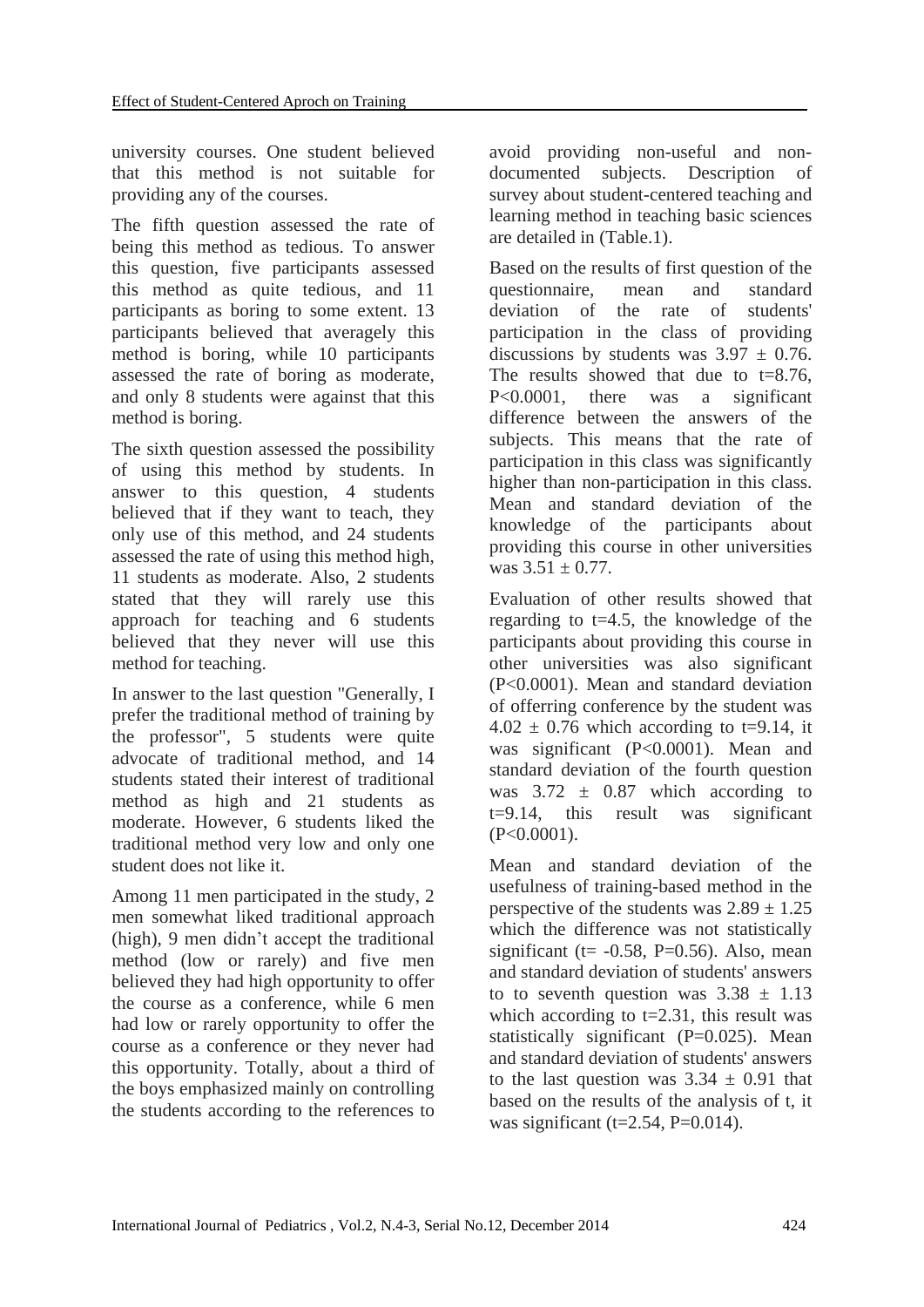university courses. One student believed that this method is not suitable for providing any of the courses.

The fifth question assessed the rate of being this method as tedious. To answer this question, five participants assessed this method as quite tedious, and 11 participants as boring to some extent. 13 participants believed that averagely this method is boring, while 10 participants assessed the rate of boring as moderate, and only 8 students were against that this method is boring.

The sixth question assessed the possibility of using this method by students. In answer to this question, 4 students believed that if they want to teach, they only use of this method, and 24 students assessed the rate of using this method high, 11 students as moderate. Also, 2 students stated that they will rarely use this approach for teaching and 6 students believed that they never will use this method for teaching.

In answer to the last question "Generally, I prefer the traditional method of training by the professor", 5 students were quite advocate of traditional method, and 14 students stated their interest of traditional method as high and 21 students as moderate. However, 6 students liked the traditional method very low and only one student does not like it.

Among 11 men participated in the study, 2 men somewhat liked traditional approach (high), 9 men didn't accept the traditional method (low or rarely) and five men believed they had high opportunity to offer the course as a conference, while 6 men had low or rarely opportunity to offer the course as a conference or they never had this opportunity. Totally, about a third of the boys emphasized mainly on controlling the students according to the references to avoid providing non-useful and non-documented subjects. Description of survey about student-centered teaching and learning method in teaching basic sciences are detailed in (Table.1).

Based on the results of first question of the questionnaire, mean and standard deviation of the rate of students' participation in the class of providing discussions by students was $3.97 \pm 0.76$. The results showed that due to $t=8.76$, $P<0.0001$, there was a significant difference between the answers of the subjects. This means that the rate of participation in this class was significantly higher than non-participation in this class. Mean and standard deviation of the knowledge of the participants about providing this course in other universities was $3.51 \pm 0.77$.

Evaluation of other results showed that regarding to $t=4.5$, the knowledge of the participants about providing this course in other universities was also significant ($P<0.0001$). Mean and standard deviation of offerring conference by the student was $4.02 \pm 0.76$ which according to $t=9.14$, it was significant ($P<0.0001$). Mean and standard deviation of the fourth question was $3.72 \pm 0.87$ which according to $t=9.14$, this result was significant ($P<0.0001$).

Mean and standard deviation of the usefulness of training-based method in the perspective of the students was $2.89 \pm 1.25$ which the difference was not statistically significant ($t= -0.58$, $P=0.56$). Also, mean and standard deviation of students' answers to to seventh question was $3.38 \pm 1.13$ which according to $t=2.31$, this result was statistically significant ($P=0.025$). Mean and standard deviation of students' answers to the last question was $3.34 \pm 0.91$ that based on the results of the analysis of t, it was significant ($t=2.54$, $P=0.014$).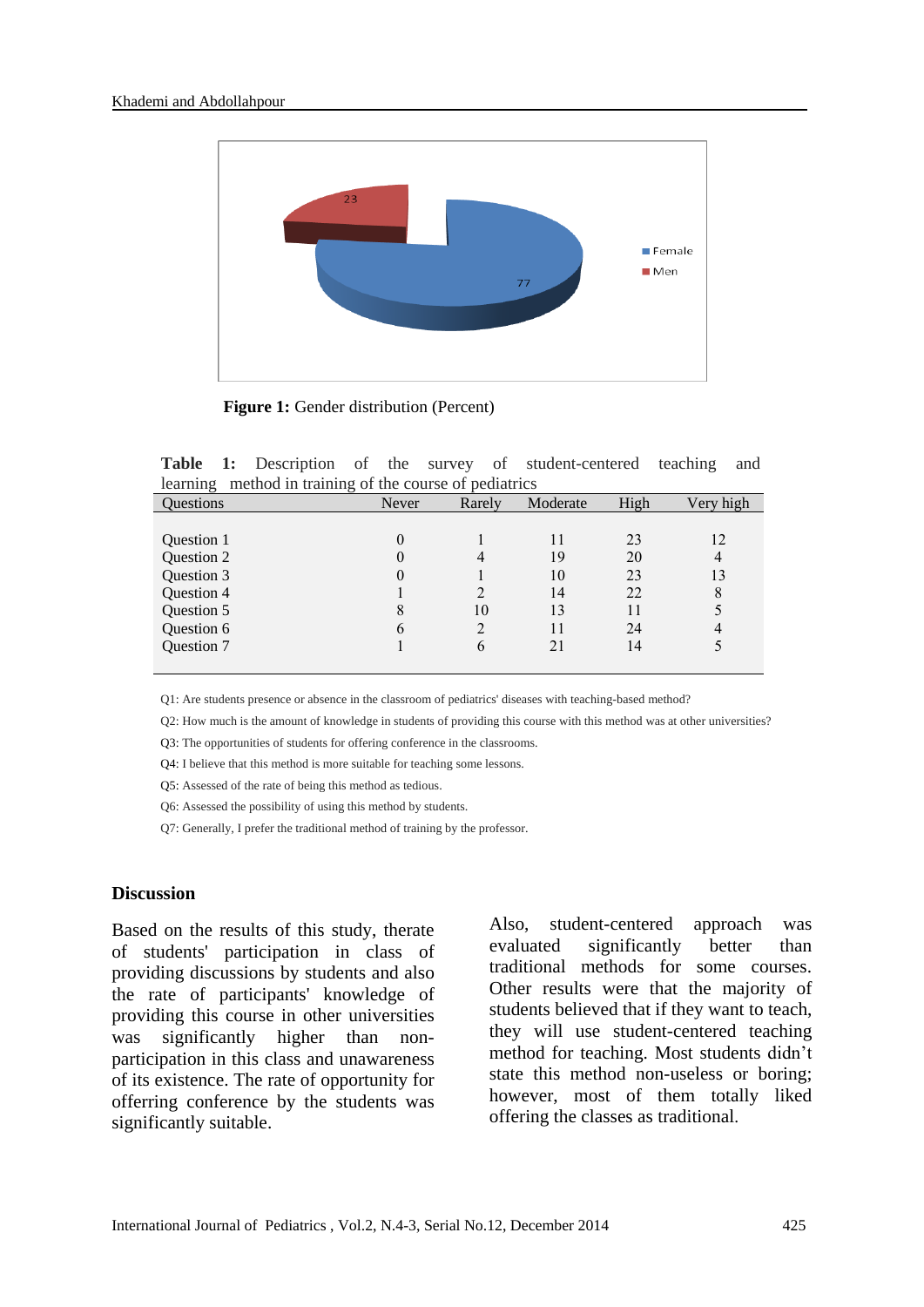**Figure 1:** Gender distribution (Percent)

**Table 1:** Description of the survey of student-centered teaching and learning method in training of the course of pediatrics

| Questions | Never | Rarely | Moderate | High | Very high |
|---|---|---|---|---|---|
| Question 1 | 0 | 1 | 11 | 23 | 12 |
| Question 2 | 0 | 4 | 19 | 20 | 4 |
| Question 3 | 0 | 1 | 10 | 23 | 13 |
| Question 4 | 1 | 2 | 14 | 22 | 8 |
| Question 5 | 8 | 10 | 13 | 11 | 5 |
| Question 6 | 6 | 2 | 11 | 24 | 4 |
| Question 7 | 1 | 6 | 21 | 14 | 5 |

Q1: Are students presence or absence in the classroom of pediatrics' diseases with teaching-based method?

Q2: How much is the amount of knowledge in students of providing this course with this method was at other universities?

Q3: The opportunities of students for offering conference in the classrooms.

Q4: I believe that this method is more suitable for teaching some lessons.

Q5: Assessed of the rate of being this method as tedious.

Q6: Assessed the possibility of using this method by students.

Q7: Generally, I prefer the traditional method of training by the professor.

## Discussion

Based on the results of this study, therate of students' participation in class of providing discussions by students and also the rate of participants' knowledge of providing this course in other universities was significantly higher than non-participation in this class and unawareness of its existence. The rate of opportunity for offerring conference by the students was significantly suitable.

Also, student-centered approach was evaluated significantly better than traditional methods for some courses. Other results were that the majority of students believed that if they want to teach, they will use student-centered teaching method for teaching. Most students didn't state this method non-useless or boring; however, most of them totally liked offering the classes as traditional.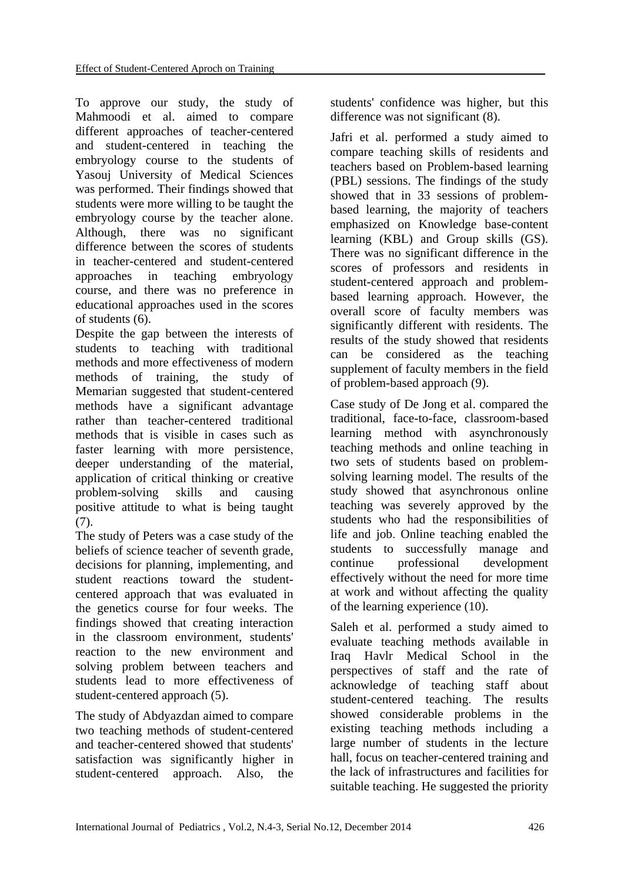To approve our study, the study of Mahmoodi et al. aimed to compare different approaches of teacher-centered and student-centered in teaching the embryology course to the students of Yasouj University of Medical Sciences was performed. Their findings showed that students were more willing to be taught the embryology course by the teacher alone. Although, there was no significant difference between the scores of students in teacher-centered and student-centered approaches in teaching embryology course, and there was no preference in educational approaches used in the scores of students (6).

Despite the gap between the interests of students to teaching with traditional methods and more effectiveness of modern methods of training, the study of Memarian suggested that student-centered methods have a significant advantage rather than teacher-centered traditional methods that is visible in cases such as faster learning with more persistence, deeper understanding of the material, application of critical thinking or creative problem-solving skills and causing positive attitude to what is being taught (7).

The study of Peters was a case study of the beliefs of science teacher of seventh grade, decisions for planning, implementing, and student reactions toward the student-centered approach that was evaluated in the genetics course for four weeks. The findings showed that creating interaction in the classroom environment, students' reaction to the new environment and solving problem between teachers and students lead to more effectiveness of student-centered approach (5).

The study of Abdyazdan aimed to compare two teaching methods of student-centered and teacher-centered showed that students' satisfaction was significantly higher in student-centered approach. Also, the students' confidence was higher, but this difference was not significant (8).

Jafri et al. performed a study aimed to compare teaching skills of residents and teachers based on Problem-based learning (PBL) sessions. The findings of the study showed that in 33 sessions of problem-based learning, the majority of teachers emphasized on Knowledge base-content learning (KBL) and Group skills (GS). There was no significant difference in the scores of professors and residents in student-centered approach and problem-based learning approach. However, the overall score of faculty members was significantly different with residents. The results of the study showed that residents can be considered as the teaching supplement of faculty members in the field of problem-based approach (9).

Case study of De Jong et al. compared the traditional, face-to-face, classroom-based learning method with asynchronously teaching methods and online teaching in two sets of students based on problem-solving learning model. The results of the study showed that asynchronous online teaching was severely approved by the students who had the responsibilities of life and job. Online teaching enabled the students to successfully manage and continue professional development effectively without the need for more time at work and without affecting the quality of the learning experience (10).

Saleh et al. performed a study aimed to evaluate teaching methods available in Iraq Havlr Medical School in the perspectives of staff and the rate of acknowledge of teaching staff about student-centered teaching. The results showed considerable problems in the existing teaching methods including a large number of students in the lecture hall, focus on teacher-centered training and the lack of infrastructures and facilities for suitable teaching. He suggested the priority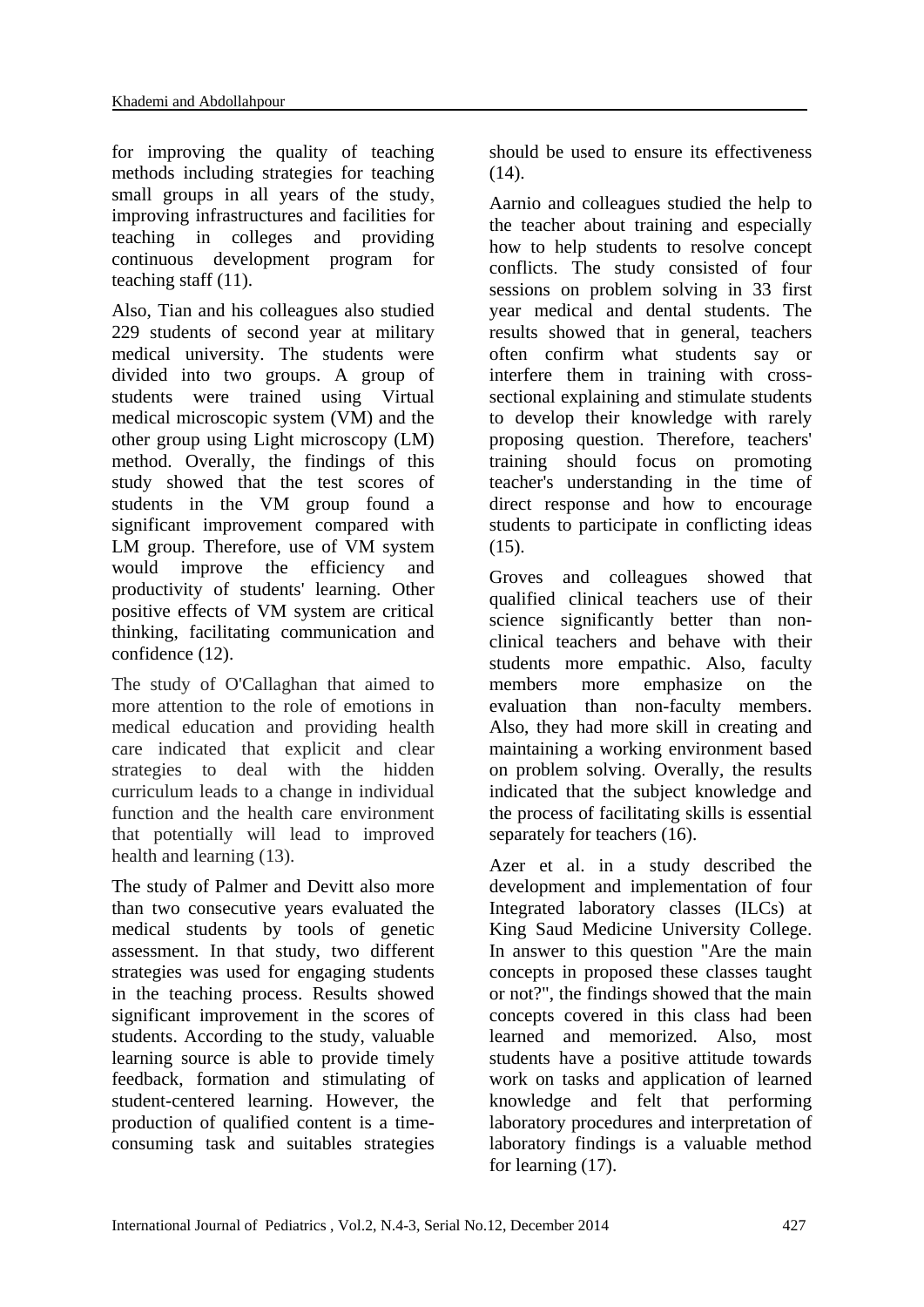for improving the quality of teaching methods including strategies for teaching small groups in all years of the study, improving infrastructures and facilities for teaching in colleges and providing continuous development program for teaching staff (11).

Also, Tian and his colleagues also studied 229 students of second year at military medical university. The students were divided into two groups. A group of students were trained using Virtual medical microscopic system (VM) and the other group using Light microscopy (LM) method. Overally, the findings of this study showed that the test scores of students in the VM group found a significant improvement compared with LM group. Therefore, use of VM system would improve the efficiency and productivity of students' learning. Other positive effects of VM system are critical thinking, facilitating communication and confidence (12).

The study of O'Callaghan that aimed to more attention to the role of emotions in medical education and providing health care indicated that explicit and clear strategies to deal with the hidden curriculum leads to a change in individual function and the health care environment that potentially will lead to improved health and learning (13).

The study of Palmer and Devitt also more than two consecutive years evaluated the medical students by tools of genetic assessment. In that study, two different strategies was used for engaging students in the teaching process. Results showed significant improvement in the scores of students. According to the study, valuable learning source is able to provide timely feedback, formation and stimulating of student-centered learning. However, the production of qualified content is a time-consuming task and suitables strategies should be used to ensure its effectiveness (14).

Aarnio and colleagues studied the help to the teacher about training and especially how to help students to resolve concept conflicts. The study consisted of four sessions on problem solving in 33 first year medical and dental students. The results showed that in general, teachers often confirm what students say or interfere them in training with cross-sectional explaining and stimulate students to develop their knowledge with rarely proposing question. Therefore, teachers' training should focus on promoting teacher's understanding in the time of direct response and how to encourage students to participate in conflicting ideas (15).

Groves and colleagues showed that qualified clinical teachers use of their science significantly better than non-clinical teachers and behave with their students more empathic. Also, faculty members more emphasize on the evaluation than non-faculty members. Also, they had more skill in creating and maintaining a working environment based on problem solving. Overally, the results indicated that the subject knowledge and the process of facilitating skills is essential separately for teachers (16).

Azer et al. in a study described the development and implementation of four Integrated laboratory classes (ILCs) at King Saud Medicine University College. In answer to this question "Are the main concepts in proposed these classes taught or not?", the findings showed that the main concepts covered in this class had been learned and memorized. Also, most students have a positive attitude towards work on tasks and application of learned knowledge and felt that performing laboratory procedures and interpretation of laboratory findings is a valuable method for learning (17).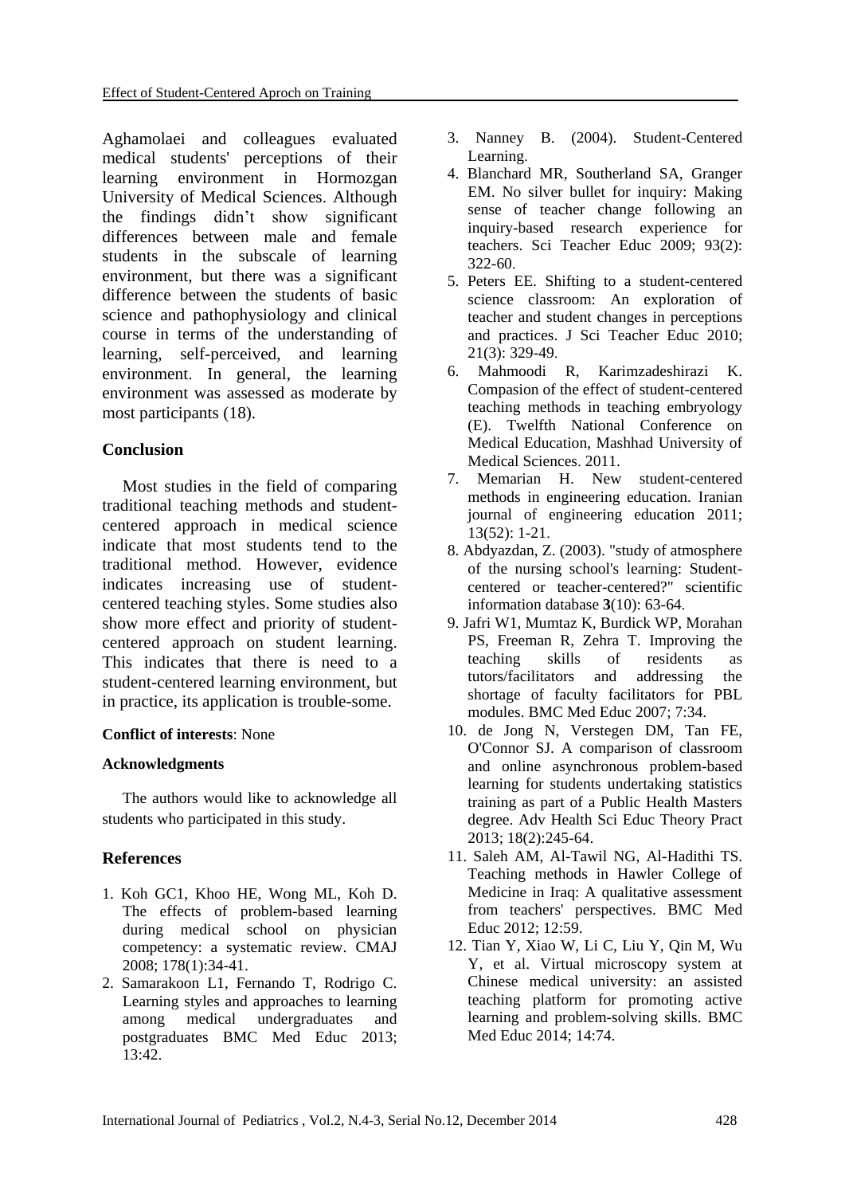Aghamolaei and colleagues evaluated medical students' perceptions of their learning environment in Hormozgan University of Medical Sciences. Although the findings didn't show significant differences between male and female students in the subscale of learning environment, but there was a significant difference between the students of basic science and pathophysiology and clinical course in terms of the understanding of learning, self-perceived, and learning environment. In general, the learning environment was assessed as moderate by most participants (18).

## Conclusion

Most studies in the field of comparing traditional teaching methods and student-centered approach in medical science indicate that most students tend to the traditional method. However, evidence indicates increasing use of student-centered teaching styles. Some studies also show more effect and priority of student-centered approach on student learning. This indicates that there is need to a student-centered learning environment, but in practice, its application is trouble-some.

**Conflict of interests**: None

**Acknowledgments**

The authors would like to acknowledge all students who participated in this study.

## References

1. Koh GC1, Khoo HE, Wong ML, Koh D. The effects of problem-based learning during medical school on physician competency: a systematic review. CMAJ 2008; 178(1):34-41.
2. Samarakoon L1, Fernando T, Rodrigo C. Learning styles and approaches to learning among medical undergraduates and postgraduates BMC Med Educ 2013; 13:42.
3. Nanney B. (2004). Student-Centered Learning.
4. Blanchard MR, Southerland SA, Granger EM. No silver bullet for inquiry: Making sense of teacher change following an inquiry-based research experience for teachers. Sci Teacher Educ 2009; 93(2): 322-60.
5. Peters EE. Shifting to a student-centered science classroom: An exploration of teacher and student changes in perceptions and practices. J Sci Teacher Educ 2010; 21(3): 329-49.
6. Mahmoodi R, Karimzadeshirazi K. Compasion of the effect of student-centered teaching methods in teaching embryology (E). Twelfth National Conference on Medical Education, Mashhad University of Medical Sciences. 2011.
7. Memarian H. New student-centered methods in engineering education. Iranian journal of engineering education 2011; 13(52): 1-21.
8. Abdyazdan, Z. (2003). "study of atmosphere of the nursing school's learning: Student-centered or teacher-centered?" scientific information database **3**(10): 63-64.
9. Jafri W1, Mumtaz K, Burdick WP, Morahan PS, Freeman R, Zehra T. Improving the teaching skills of residents as tutors/facilitators and addressing the shortage of faculty facilitators for PBL modules. BMC Med Educ 2007; 7:34.
10. de Jong N, Verstegen DM, Tan FE, O'Connor SJ. A comparison of classroom and online asynchronous problem-based learning for students undertaking statistics training as part of a Public Health Masters degree. Adv Health Sci Educ Theory Pract 2013; 18(2):245-64.
11. Saleh AM, Al-Tawil NG, Al-Hadithi TS. Teaching methods in Hawler College of Medicine in Iraq: A qualitative assessment from teachers' perspectives. BMC Med Educ 2012; 12:59.
12. Tian Y, Xiao W, Li C, Liu Y, Qin M, Wu Y, et al. Virtual microscopy system at Chinese medical university: an assisted teaching platform for promoting active learning and problem-solving skills. BMC Med Educ 2014; 14:74.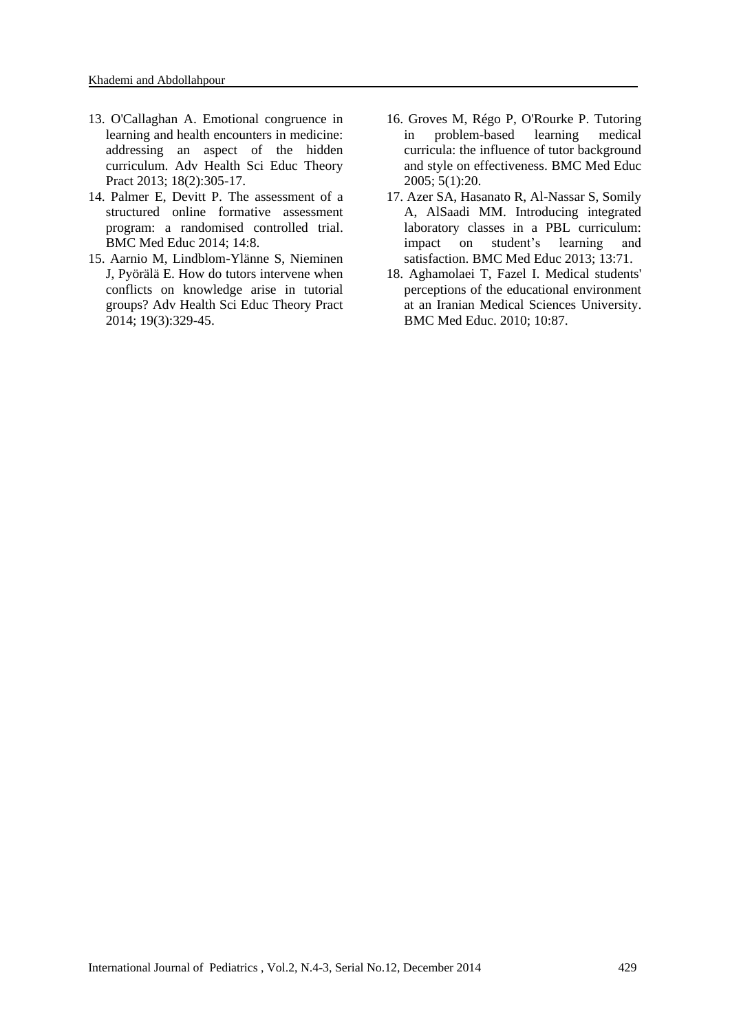13. O'Callaghan A. Emotional congruence in learning and health encounters in medicine: addressing an aspect of the hidden curriculum. Adv Health Sci Educ Theory Pract 2013; 18(2):305-17.
14. Palmer E, Devitt P. The assessment of a structured online formative assessment program: a randomised controlled trial. BMC Med Educ 2014; 14:8.
15. Aarnio M, Lindblom-Ylänne S, Nieminen J, Pyörälä E. How do tutors intervene when conflicts on knowledge arise in tutorial groups? Adv Health Sci Educ Theory Pract 2014; 19(3):329-45.
16. Groves M, Régo P, O'Rourke P. Tutoring in problem-based learning medical curricula: the influence of tutor background and style on effectiveness. BMC Med Educ 2005; 5(1):20.
17. Azer SA, Hasanato R, Al-Nassar S, Somily A, AlSaadi MM. Introducing integrated laboratory classes in a PBL curriculum: impact on student's learning and satisfaction. BMC Med Educ 2013; 13:71.
18. Aghamolaei T, Fazel I. Medical students' perceptions of the educational environment at an Iranian Medical Sciences University. BMC Med Educ. 2010; 10:87.